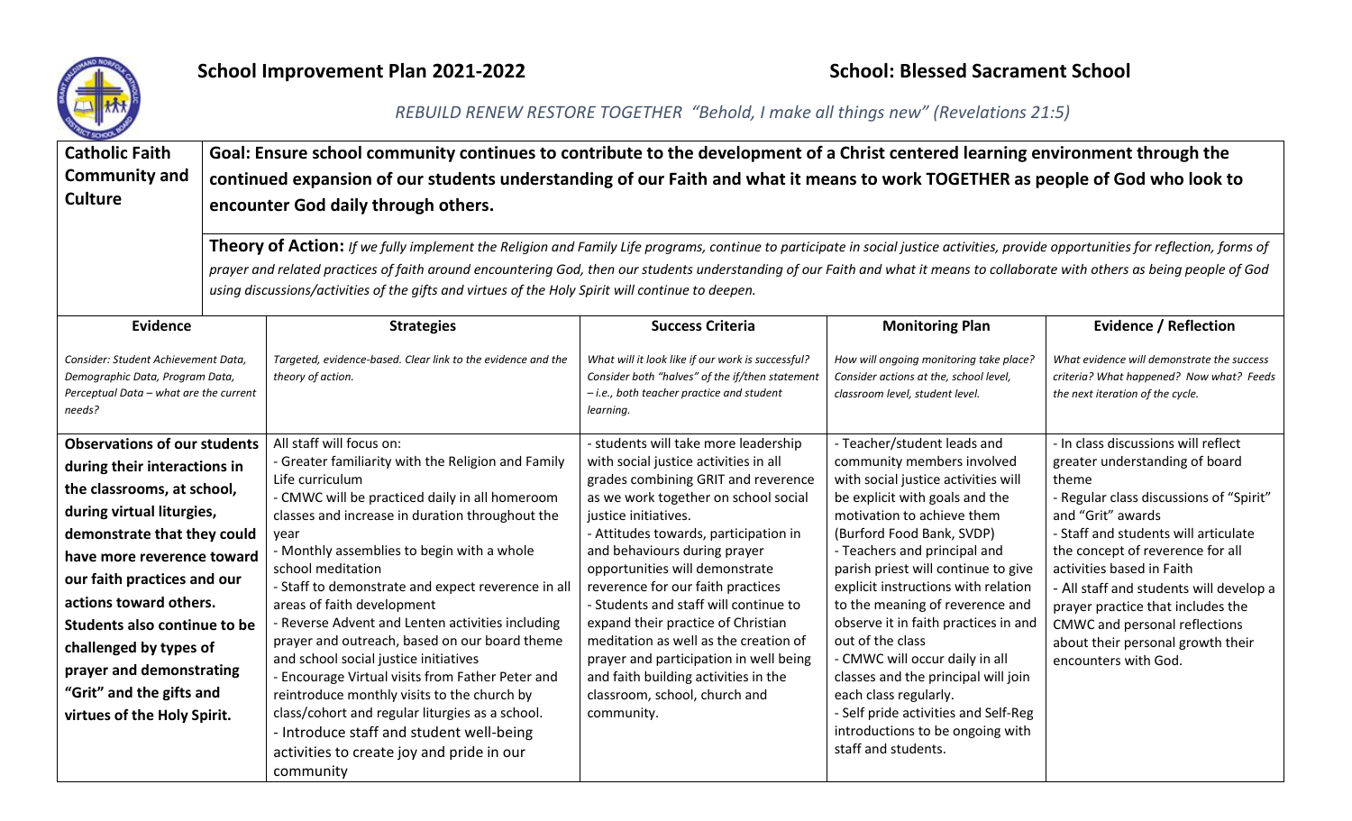# School Improvement Plan 2021-2022

## School: Blessed Sacrament School

*REBUILD RENEW RESTORE TOGETHER "Behold, I make all things new" (Revelations 21:5)*

| **Catholic Faith Community and Culture** | **Goal: Ensure school community continues to contribute to the development of a Christ centered learning environment through the continued expansion of our students understanding of our Faith and what it means to work TOGETHER as people of God who look to encounter God daily through others.** |
|---|---|
| | **Theory of Action:** *If we fully implement the Religion and Family Life programs, continue to participate in social justice activities, provide opportunities for reflection, forms of prayer and related practices of faith around encountering God, then our students understanding of our Faith and what it means to collaborate with others as being people of God using discussions/activities of the gifts and virtues of the Holy Spirit will continue to deepen.* |

| **Evidence** | **Strategies** | **Success Criteria** | **Monitoring Plan** | **Evidence / Reflection** |
|---|---|---|---|---|
| *Consider: Student Achievement Data, Demographic Data, Program Data, Perceptual Data – what are the current needs?* | *Targeted, evidence-based. Clear link to the evidence and the theory of action.* | *What will it look like if our work is successful? Consider both "halves" of the if/then statement – i.e., both teacher practice and student learning.* | *How will ongoing monitoring take place? Consider actions at the, school level, classroom level, student level.* | *What evidence will demonstrate the success criteria? What happened? Now what? Feeds the next iteration of the cycle.* |
| **Observations of our students during their interactions in the classrooms, at school, during virtual liturgies, demonstrate that they could have more reverence toward our faith practices and our actions toward others. Students also continue to be challenged by types of prayer and demonstrating "Grit" and the gifts and virtues of the Holy Spirit.** | All staff will focus on:<br>- Greater familiarity with the Religion and Family Life curriculum<br>- CMWC will be practiced daily in all homeroom classes and increase in duration throughout the year<br>- Monthly assemblies to begin with a whole school meditation<br>- Staff to demonstrate and expect reverence in all areas of faith development<br>- Reverse Advent and Lenten activities including prayer and outreach, based on our board theme and school social justice initiatives<br>- Encourage Virtual visits from Father Peter and reintroduce monthly visits to the church by class/cohort and regular liturgies as a school.<br>- Introduce staff and student well-being activities to create joy and pride in our community | - students will take more leadership with social justice activities in all grades combining GRIT and reverence as we work together on school social justice initiatives.<br>- Attitudes towards, participation in and behaviours during prayer opportunities will demonstrate reverence for our faith practices<br>- Students and staff will continue to expand their practice of Christian meditation as well as the creation of prayer and participation in well being and faith building activities in the classroom, school, church and community. | - Teacher/student leads and community members involved with social justice activities will be explicit with goals and the motivation to achieve them (Burford Food Bank, SVDP)<br>- Teachers and principal and parish priest will continue to give explicit instructions with relation to the meaning of reverence and observe it in faith practices in and out of the class<br>- CMWC will occur daily in all classes and the principal will join each class regularly.<br>- Self pride activities and Self-Reg introductions to be ongoing with staff and students. | - In class discussions will reflect greater understanding of board theme<br>- Regular class discussions of "Spirit" and "Grit" awards<br>- Staff and students will articulate the concept of reverence for all activities based in Faith<br>- All staff and students will develop a prayer practice that includes the CMWC and personal reflections about their personal growth their encounters with God. |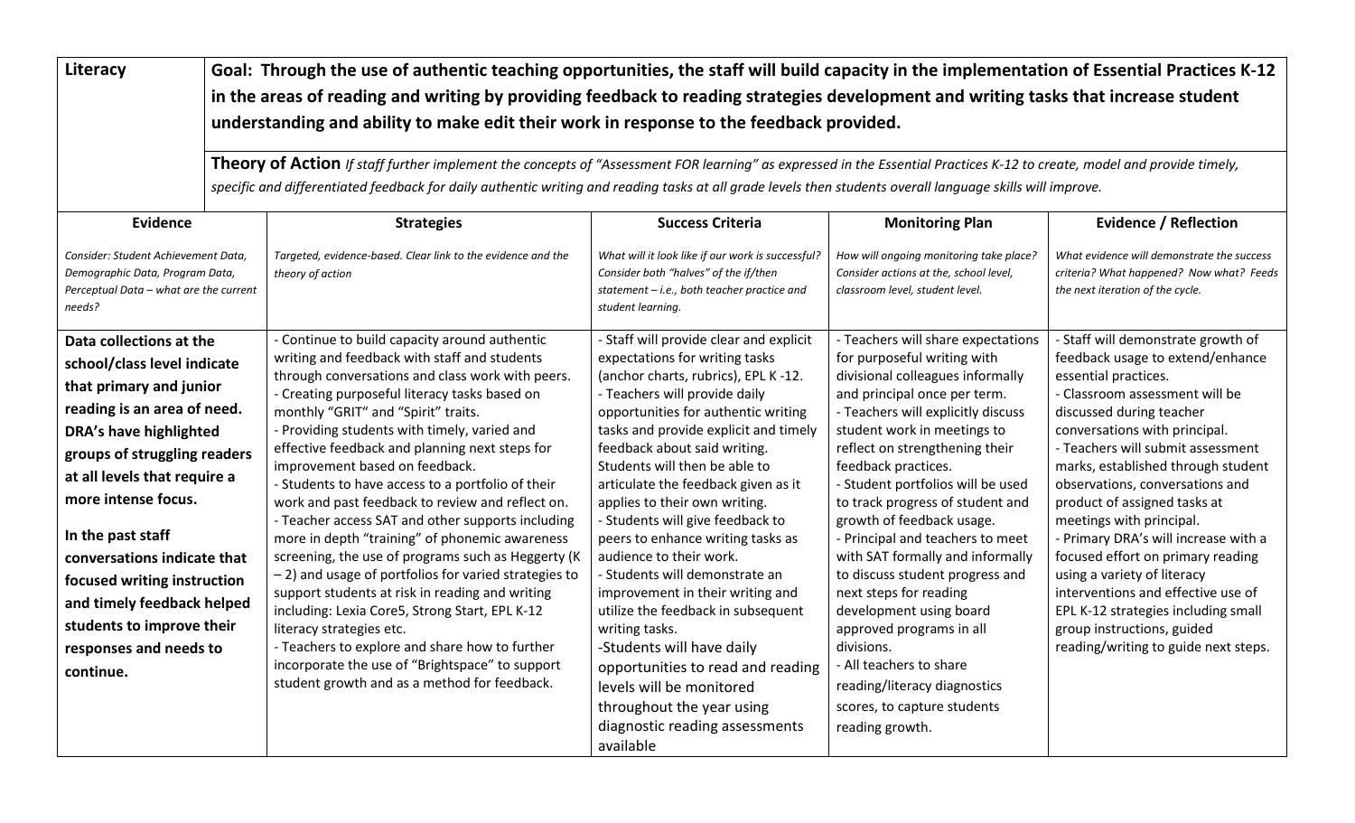| **Literacy** | **Goal: Through the use of authentic teaching opportunities, the staff will build capacity in the implementation of Essential Practices K-12 in the areas of reading and writing by providing feedback to reading strategies development and writing tasks that increase student understanding and ability to make edit their work in response to the feedback provided.** <br><br> **Theory of Action** *If staff further implement the concepts of "Assessment FOR learning" as expressed in the Essential Practices K-12 to create, model and provide timely, specific and differentiated feedback for daily authentic writing and reading tasks at all grade levels then students overall language skills will improve.* | | | |
|---|---|---|---|---|
| **Evidence** <br> *Consider: Student Achievement Data, Demographic Data, Program Data, Perceptual Data – what are the current needs?* | **Strategies** <br> *Targeted, evidence-based. Clear link to the evidence and the theory of action* | **Success Criteria** <br> *What will it look like if our work is successful? Consider both "halves" of the if/then statement – i.e., both teacher practice and student learning.* | **Monitoring Plan** <br> *How will ongoing monitoring take place? Consider actions at the, school level, classroom level, student level.* | **Evidence / Reflection** <br> *What evidence will demonstrate the success criteria? What happened? Now what? Feeds the next iteration of the cycle.* |
| **Data collections at the school/class level indicate that primary and junior reading is an area of need. DRA's have highlighted groups of struggling readers at all levels that require a more intense focus.** <br><br> **In the past staff conversations indicate that focused writing instruction and timely feedback helped students to improve their responses and needs to continue.** | - Continue to build capacity around authentic writing and feedback with staff and students through conversations and class work with peers. <br> - Creating purposeful literacy tasks based on monthly "GRIT" and "Spirit" traits. <br> - Providing students with timely, varied and effective feedback and planning next steps for improvement based on feedback. <br> - Students to have access to a portfolio of their work and past feedback to review and reflect on. <br> - Teacher access SAT and other supports including more in depth "training" of phonemic awareness screening, the use of programs such as Heggerty (K – 2) and usage of portfolios for varied strategies to support students at risk in reading and writing including: Lexia Core5, Strong Start, EPL K-12 literacy strategies etc. <br> - Teachers to explore and share how to further incorporate the use of "Brightspace" to support student growth and as a method for feedback. | - Staff will provide clear and explicit expectations for writing tasks (anchor charts, rubrics), EPL K -12. <br> - Teachers will provide daily opportunities for authentic writing tasks and provide explicit and timely feedback about said writing. Students will then be able to articulate the feedback given as it applies to their own writing. <br> - Students will give feedback to peers to enhance writing tasks as audience to their work. <br> - Students will demonstrate an improvement in their writing and utilize the feedback in subsequent writing tasks. <br> -Students will have daily opportunities to read and reading levels will be monitored throughout the year using diagnostic reading assessments available | - Teachers will share expectations for purposeful writing with divisional colleagues informally and principal once per term. <br> - Teachers will explicitly discuss student work in meetings to reflect on strengthening their feedback practices. <br> - Student portfolios will be used to track progress of student and growth of feedback usage. <br> - Principal and teachers to meet with SAT formally and informally to discuss student progress and next steps for reading development using board approved programs in all divisions. <br> - All teachers to share reading/literacy diagnostics scores, to capture students reading growth. | - Staff will demonstrate growth of feedback usage to extend/enhance essential practices. <br> - Classroom assessment will be discussed during teacher conversations with principal. <br> - Teachers will submit assessment marks, established through student observations, conversations and product of assigned tasks at meetings with principal. <br> - Primary DRA's will increase with a focused effort on primary reading using a variety of literacy interventions and effective use of EPL K-12 strategies including small group instructions, guided reading/writing to guide next steps. |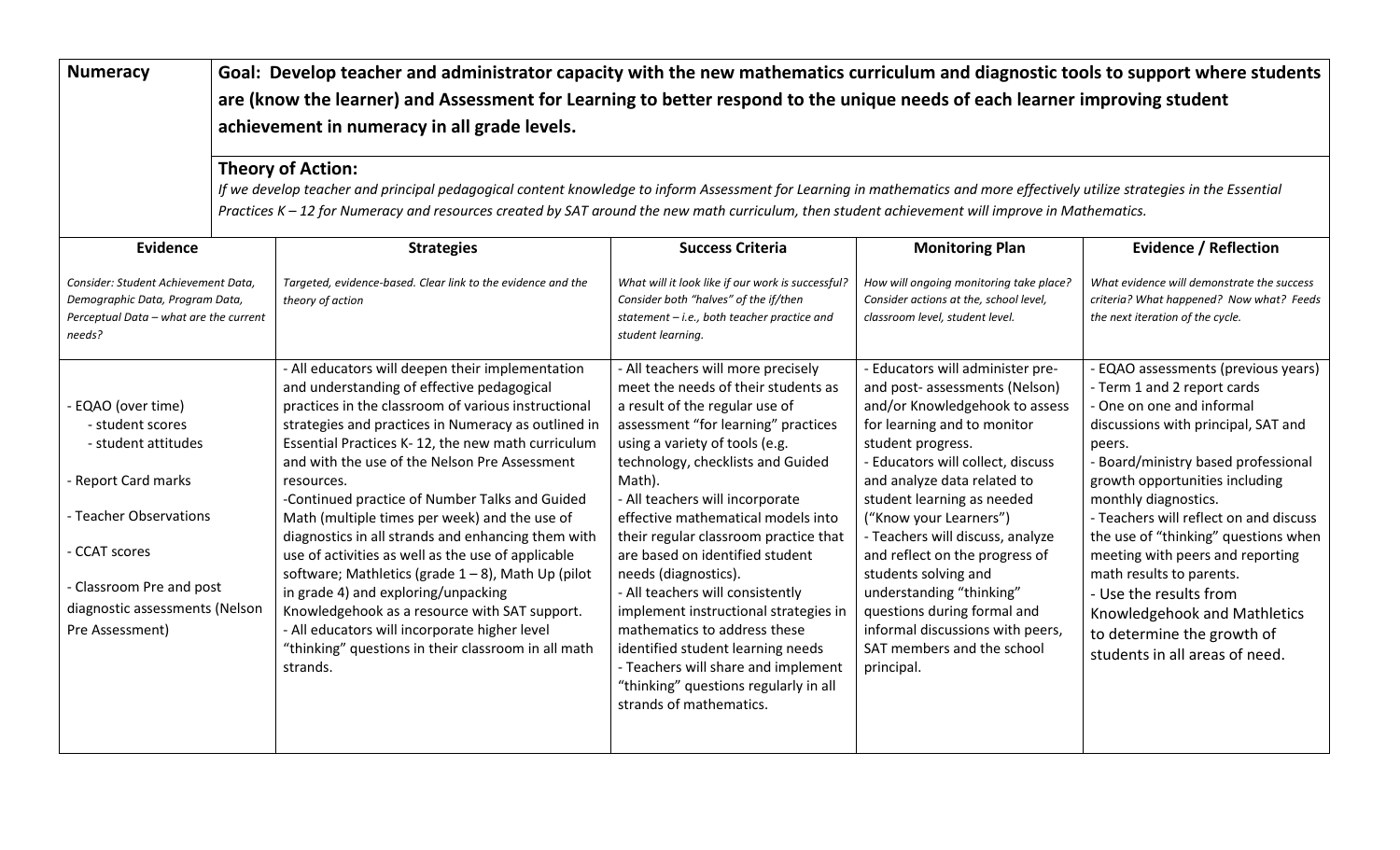| Numeracy | Goal: Develop teacher and administrator capacity with the new mathematics curriculum and diagnostic tools to support where students are (know the learner) and Assessment for Learning to better respond to the unique needs of each learner improving student achievement in numeracy in all grade levels. | | | |
|---|---|---|---|---|
| | **Theory of Action:**<br>*If we develop teacher and principal pedagogical content knowledge to inform Assessment for Learning in mathematics and more effectively utilize strategies in the Essential Practices K – 12 for Numeracy and resources created by SAT around the new math curriculum, then student achievement will improve in Mathematics.* | | | |
| **Evidence** | **Strategies** | **Success Criteria** | **Monitoring Plan** | **Evidence / Reflection** |
| *Consider: Student Achievement Data, Demographic Data, Program Data, Perceptual Data – what are the current needs?* | *Targeted, evidence-based. Clear link to the evidence and the theory of action* | *What will it look like if our work is successful? Consider both "halves" of the if/then statement – i.e., both teacher practice and student learning.* | *How will ongoing monitoring take place? Consider actions at the, school level, classroom level, student level.* | *What evidence will demonstrate the success criteria? What happened? Now what? Feeds the next iteration of the cycle.* |
| - EQAO (over time)<br>- student scores<br>- student attitudes<br><br>- Report Card marks<br><br>- Teacher Observations<br><br>- CCAT scores<br><br>- Classroom Pre and post diagnostic assessments (Nelson Pre Assessment) | - All educators will deepen their implementation and understanding of effective pedagogical practices in the classroom of various instructional strategies and practices in Numeracy as outlined in Essential Practices K- 12, the new math curriculum and with the use of the Nelson Pre Assessment resources.<br>-Continued practice of Number Talks and Guided Math (multiple times per week) and the use of diagnostics in all strands and enhancing them with use of activities as well as the use of applicable software; Mathletics (grade 1 – 8), Math Up (pilot in grade 4) and exploring/unpacking Knowledgehook as a resource with SAT support.<br>- All educators will incorporate higher level "thinking" questions in their classroom in all math strands. | - All teachers will more precisely meet the needs of their students as a result of the regular use of assessment "for learning" practices using a variety of tools (e.g. technology, checklists and Guided Math).<br>- All teachers will incorporate effective mathematical models into their regular classroom practice that are based on identified student needs (diagnostics).<br>- All teachers will consistently implement instructional strategies in mathematics to address these identified student learning needs<br>- Teachers will share and implement "thinking" questions regularly in all strands of mathematics. | - Educators will administer pre- and post- assessments (Nelson) and/or Knowledgehook to assess for learning and to monitor student progress.<br>- Educators will collect, discuss and analyze data related to student learning as needed ("Know your Learners")<br>- Teachers will discuss, analyze and reflect on the progress of students solving and understanding "thinking" questions during formal and informal discussions with peers, SAT members and the school principal. | - EQAO assessments (previous years)<br>- Term 1 and 2 report cards<br>- One on one and informal discussions with principal, SAT and peers.<br>- Board/ministry based professional growth opportunities including monthly diagnostics.<br>- Teachers will reflect on and discuss the use of "thinking" questions when meeting with peers and reporting math results to parents.<br>- Use the results from Knowledgehook and Mathletics to determine the growth of students in all areas of need. |